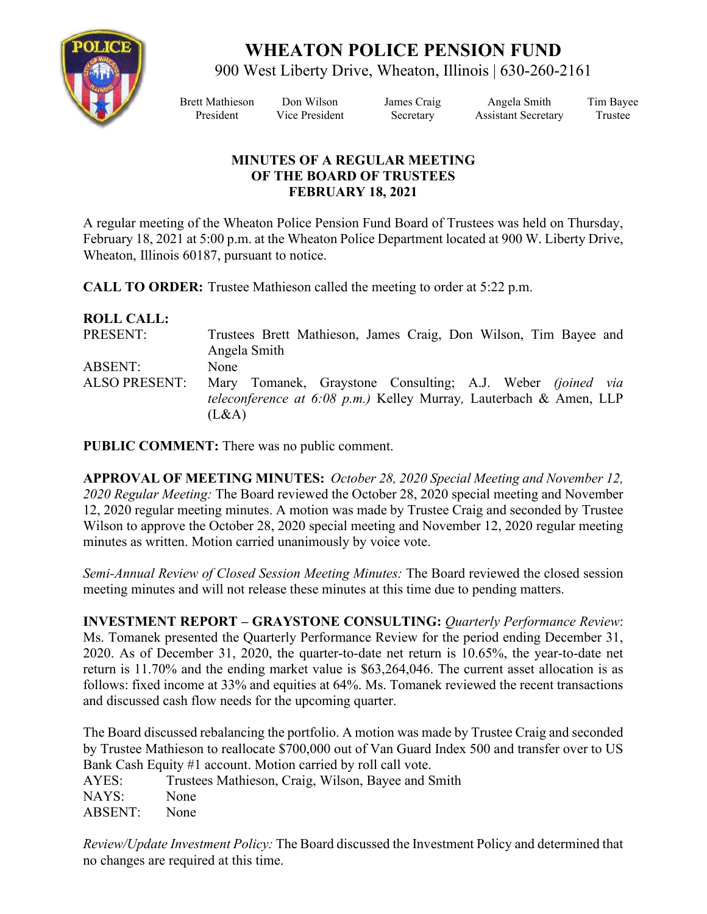# WHEATON POLICE PENSION FUND

900 West Liberty Drive, Wheaton, Illinois | 630-260-2161

| Brett Mathieson | Don Wilson | James Craig | Angela Smith | Tim Bayee |
|---|---|---|---|---|
| President | Vice President | Secretary | Assistant Secretary | Trustee |

## MINUTES OF A REGULAR MEETING OF THE BOARD OF TRUSTEES FEBRUARY 18, 2021

A regular meeting of the Wheaton Police Pension Fund Board of Trustees was held on Thursday, February 18, 2021 at 5:00 p.m. at the Wheaton Police Department located at 900 W. Liberty Drive, Wheaton, Illinois 60187, pursuant to notice.

**CALL TO ORDER:** Trustee Mathieson called the meeting to order at 5:22 p.m.

**ROLL CALL:**

| | |
|---|---|
| PRESENT: | Trustees Brett Mathieson, James Craig, Don Wilson, Tim Bayee and Angela Smith |
| ABSENT: | None |
| ALSO PRESENT: | Mary Tomanek, Graystone Consulting; A.J. Weber *(joined via teleconference at 6:08 p.m.)* Kelley Murray, Lauterbach & Amen, LLP (L&A) |

**PUBLIC COMMENT:** There was no public comment.

**APPROVAL OF MEETING MINUTES:** *October 28, 2020 Special Meeting and November 12, 2020 Regular Meeting:* The Board reviewed the October 28, 2020 special meeting and November 12, 2020 regular meeting minutes. A motion was made by Trustee Craig and seconded by Trustee Wilson to approve the October 28, 2020 special meeting and November 12, 2020 regular meeting minutes as written. Motion carried unanimously by voice vote.

*Semi-Annual Review of Closed Session Meeting Minutes:* The Board reviewed the closed session meeting minutes and will not release these minutes at this time due to pending matters.

**INVESTMENT REPORT – GRAYSTONE CONSULTING:** *Quarterly Performance Review*: Ms. Tomanek presented the Quarterly Performance Review for the period ending December 31, 2020. As of December 31, 2020, the quarter-to-date net return is 10.65%, the year-to-date net return is 11.70% and the ending market value is $63,264,046. The current asset allocation is as follows: fixed income at 33% and equities at 64%. Ms. Tomanek reviewed the recent transactions and discussed cash flow needs for the upcoming quarter.

The Board discussed rebalancing the portfolio. A motion was made by Trustee Craig and seconded by Trustee Mathieson to reallocate $700,000 out of Van Guard Index 500 and transfer over to US Bank Cash Equity #1 account. Motion carried by roll call vote.

| | |
|---|---|
| AYES: | Trustees Mathieson, Craig, Wilson, Bayee and Smith |
| NAYS: | None |
| ABSENT: | None |

*Review/Update Investment Policy:* The Board discussed the Investment Policy and determined that no changes are required at this time.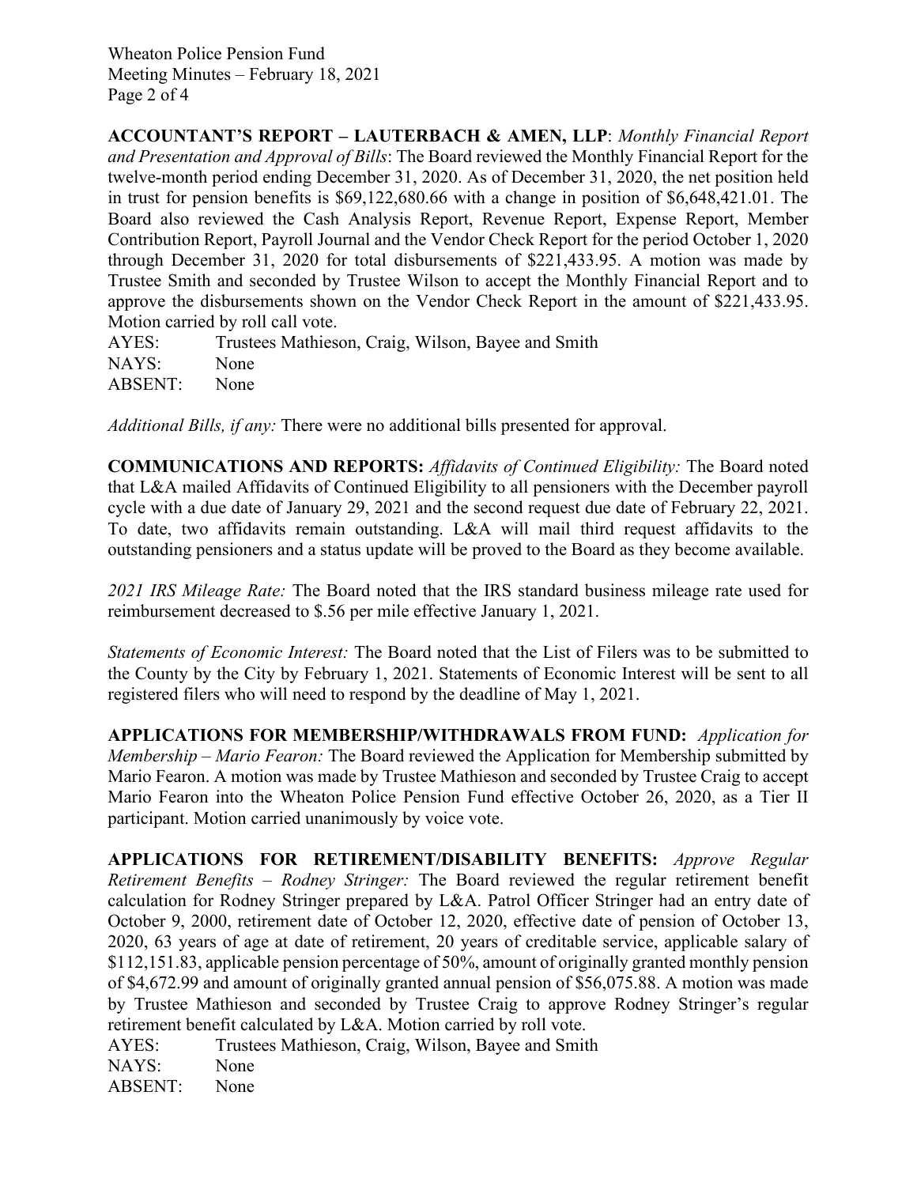**ACCOUNTANT'S REPORT – LAUTERBACH & AMEN, LLP**: *Monthly Financial Report and Presentation and Approval of Bills*: The Board reviewed the Monthly Financial Report for the twelve-month period ending December 31, 2020. As of December 31, 2020, the net position held in trust for pension benefits is $69,122,680.66 with a change in position of $6,648,421.01. The Board also reviewed the Cash Analysis Report, Revenue Report, Expense Report, Member Contribution Report, Payroll Journal and the Vendor Check Report for the period October 1, 2020 through December 31, 2020 for total disbursements of $221,433.95. A motion was made by Trustee Smith and seconded by Trustee Wilson to accept the Monthly Financial Report and to approve the disbursements shown on the Vendor Check Report in the amount of $221,433.95. Motion carried by roll call vote.

AYES: Trustees Mathieson, Craig, Wilson, Bayee and Smith
NAYS: None
ABSENT: None

*Additional Bills, if any:* There were no additional bills presented for approval.

**COMMUNICATIONS AND REPORTS:** *Affidavits of Continued Eligibility:* The Board noted that L&A mailed Affidavits of Continued Eligibility to all pensioners with the December payroll cycle with a due date of January 29, 2021 and the second request due date of February 22, 2021. To date, two affidavits remain outstanding. L&A will mail third request affidavits to the outstanding pensioners and a status update will be proved to the Board as they become available.

*2021 IRS Mileage Rate:* The Board noted that the IRS standard business mileage rate used for reimbursement decreased to $.56 per mile effective January 1, 2021.

*Statements of Economic Interest:* The Board noted that the List of Filers was to be submitted to the County by the City by February 1, 2021. Statements of Economic Interest will be sent to all registered filers who will need to respond by the deadline of May 1, 2021.

**APPLICATIONS FOR MEMBERSHIP/WITHDRAWALS FROM FUND:** *Application for Membership – Mario Fearon:* The Board reviewed the Application for Membership submitted by Mario Fearon. A motion was made by Trustee Mathieson and seconded by Trustee Craig to accept Mario Fearon into the Wheaton Police Pension Fund effective October 26, 2020, as a Tier II participant. Motion carried unanimously by voice vote.

**APPLICATIONS FOR RETIREMENT/DISABILITY BENEFITS:** *Approve Regular Retirement Benefits – Rodney Stringer:* The Board reviewed the regular retirement benefit calculation for Rodney Stringer prepared by L&A. Patrol Officer Stringer had an entry date of October 9, 2000, retirement date of October 12, 2020, effective date of pension of October 13, 2020, 63 years of age at date of retirement, 20 years of creditable service, applicable salary of $112,151.83, applicable pension percentage of 50%, amount of originally granted monthly pension of $4,672.99 and amount of originally granted annual pension of $56,075.88. A motion was made by Trustee Mathieson and seconded by Trustee Craig to approve Rodney Stringer's regular retirement benefit calculated by L&A. Motion carried by roll vote.

AYES: Trustees Mathieson, Craig, Wilson, Bayee and Smith
NAYS: None
ABSENT: None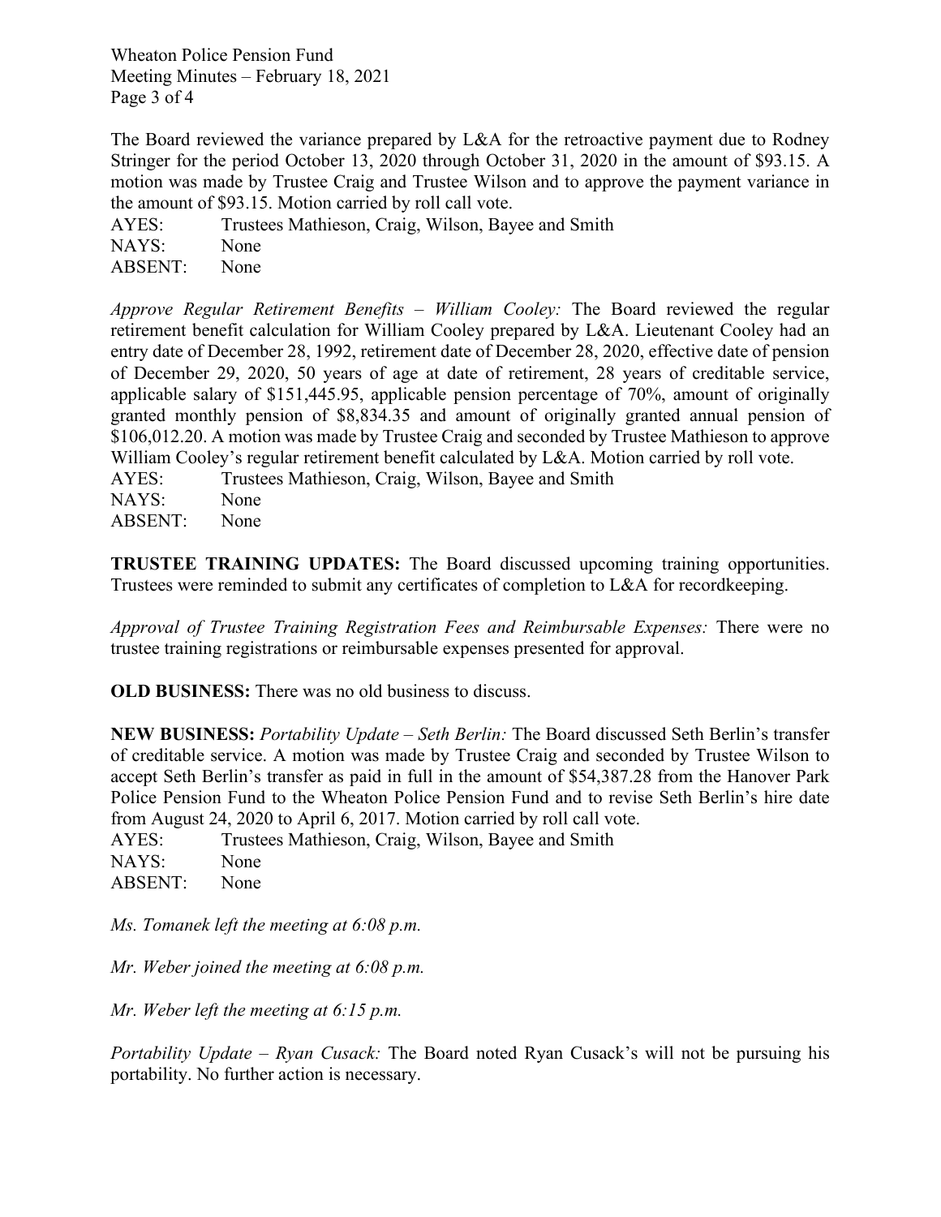The Board reviewed the variance prepared by L&A for the retroactive payment due to Rodney Stringer for the period October 13, 2020 through October 31, 2020 in the amount of $93.15. A motion was made by Trustee Craig and Trustee Wilson and to approve the payment variance in the amount of $93.15. Motion carried by roll call vote.

AYES: Trustees Mathieson, Craig, Wilson, Bayee and Smith
NAYS: None
ABSENT: None

*Approve Regular Retirement Benefits – William Cooley:* The Board reviewed the regular retirement benefit calculation for William Cooley prepared by L&A. Lieutenant Cooley had an entry date of December 28, 1992, retirement date of December 28, 2020, effective date of pension of December 29, 2020, 50 years of age at date of retirement, 28 years of creditable service, applicable salary of $151,445.95, applicable pension percentage of 70%, amount of originally granted monthly pension of $8,834.35 and amount of originally granted annual pension of $106,012.20. A motion was made by Trustee Craig and seconded by Trustee Mathieson to approve William Cooley's regular retirement benefit calculated by L&A. Motion carried by roll vote.

AYES: Trustees Mathieson, Craig, Wilson, Bayee and Smith
NAYS: None
ABSENT: None

**TRUSTEE TRAINING UPDATES:** The Board discussed upcoming training opportunities. Trustees were reminded to submit any certificates of completion to L&A for recordkeeping.

*Approval of Trustee Training Registration Fees and Reimbursable Expenses:* There were no trustee training registrations or reimbursable expenses presented for approval.

**OLD BUSINESS:** There was no old business to discuss.

**NEW BUSINESS:** *Portability Update – Seth Berlin:* The Board discussed Seth Berlin's transfer of creditable service. A motion was made by Trustee Craig and seconded by Trustee Wilson to accept Seth Berlin's transfer as paid in full in the amount of $54,387.28 from the Hanover Park Police Pension Fund to the Wheaton Police Pension Fund and to revise Seth Berlin's hire date from August 24, 2020 to April 6, 2017. Motion carried by roll call vote.

AYES: Trustees Mathieson, Craig, Wilson, Bayee and Smith
NAYS: None
ABSENT: None

*Ms. Tomanek left the meeting at 6:08 p.m.*

*Mr. Weber joined the meeting at 6:08 p.m.*

*Mr. Weber left the meeting at 6:15 p.m.*

*Portability Update – Ryan Cusack:* The Board noted Ryan Cusack's will not be pursuing his portability. No further action is necessary.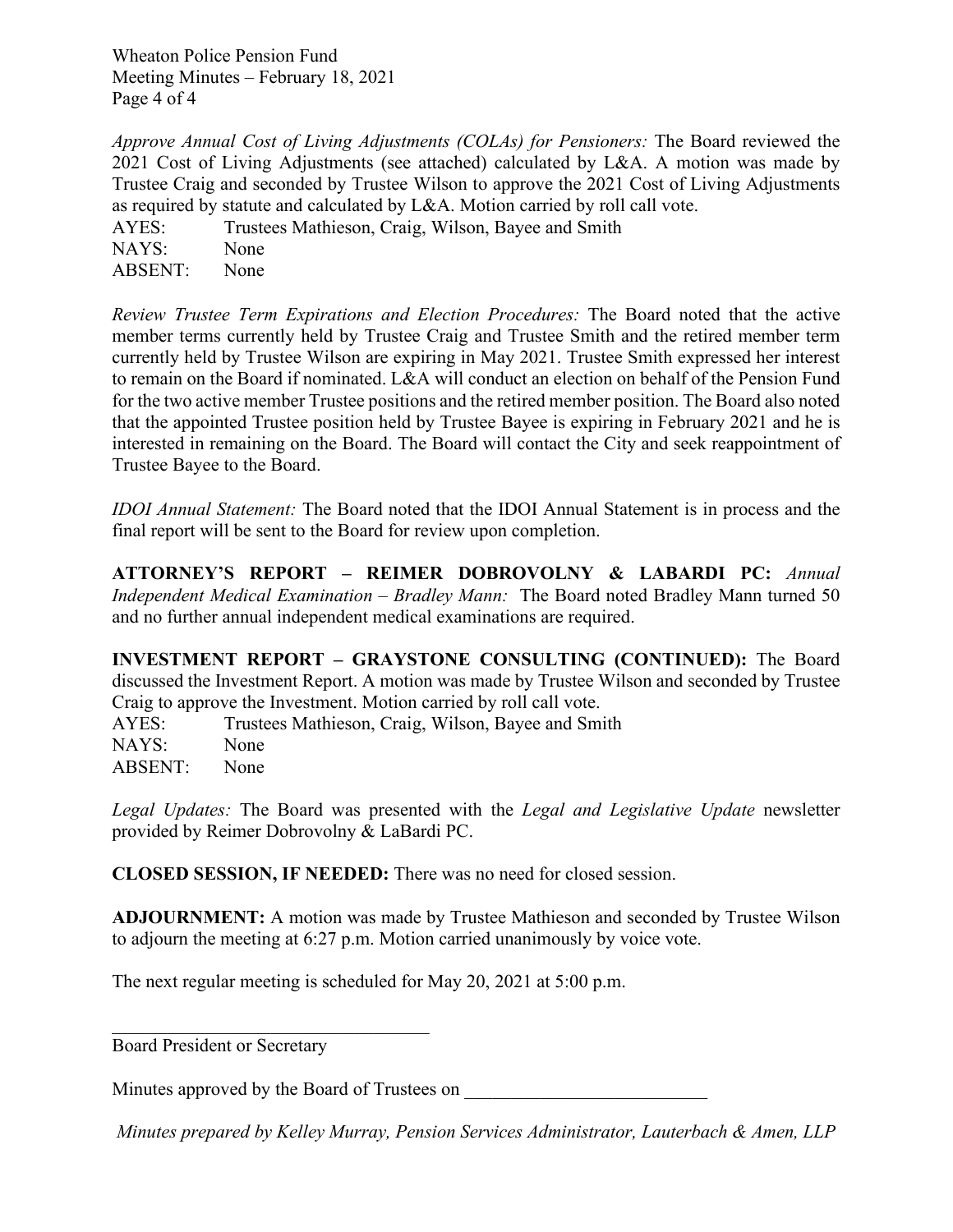*Approve Annual Cost of Living Adjustments (COLAs) for Pensioners:* The Board reviewed the 2021 Cost of Living Adjustments (see attached) calculated by L&A. A motion was made by Trustee Craig and seconded by Trustee Wilson to approve the 2021 Cost of Living Adjustments as required by statute and calculated by L&A. Motion carried by roll call vote.

AYES: Trustees Mathieson, Craig, Wilson, Bayee and Smith
NAYS: None
ABSENT: None

*Review Trustee Term Expirations and Election Procedures:* The Board noted that the active member terms currently held by Trustee Craig and Trustee Smith and the retired member term currently held by Trustee Wilson are expiring in May 2021. Trustee Smith expressed her interest to remain on the Board if nominated. L&A will conduct an election on behalf of the Pension Fund for the two active member Trustee positions and the retired member position. The Board also noted that the appointed Trustee position held by Trustee Bayee is expiring in February 2021 and he is interested in remaining on the Board. The Board will contact the City and seek reappointment of Trustee Bayee to the Board.

*IDOI Annual Statement:* The Board noted that the IDOI Annual Statement is in process and the final report will be sent to the Board for review upon completion.

**ATTORNEY'S REPORT – REIMER DOBROVOLNY & LABARDI PC:** *Annual Independent Medical Examination – Bradley Mann:* The Board noted Bradley Mann turned 50 and no further annual independent medical examinations are required.

**INVESTMENT REPORT – GRAYSTONE CONSULTING (CONTINUED):** The Board discussed the Investment Report. A motion was made by Trustee Wilson and seconded by Trustee Craig to approve the Investment. Motion carried by roll call vote.

AYES: Trustees Mathieson, Craig, Wilson, Bayee and Smith
NAYS: None
ABSENT: None

*Legal Updates:* The Board was presented with the *Legal and Legislative Update* newsletter provided by Reimer Dobrovolny & LaBardi PC.

**CLOSED SESSION, IF NEEDED:** There was no need for closed session.

**ADJOURNMENT:** A motion was made by Trustee Mathieson and seconded by Trustee Wilson to adjourn the meeting at 6:27 p.m. Motion carried unanimously by voice vote.

The next regular meeting is scheduled for May 20, 2021 at 5:00 p.m.

\_\_\_\_\_\_\_\_\_\_\_\_\_\_\_\_\_\_\_\_\_\_\_\_\_\_\_\_\_\_\_\_\_\_\_\_

Board President or Secretary

Minutes approved by the Board of Trustees on \_\_\_\_\_\_\_\_\_\_\_\_\_\_\_\_\_\_\_\_\_\_\_\_\_\_

*Minutes prepared by Kelley Murray, Pension Services Administrator, Lauterbach & Amen, LLP*